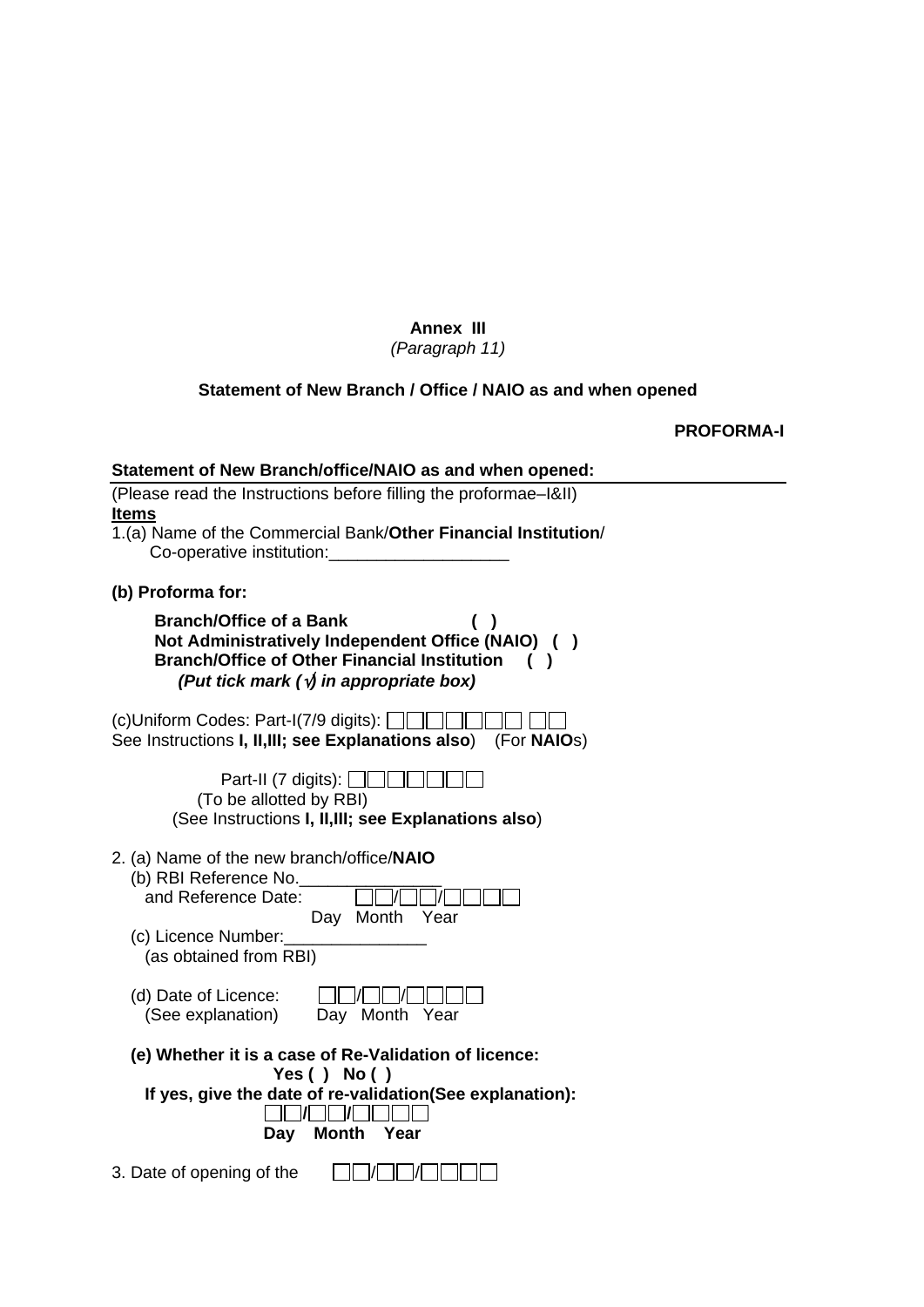**Annex III**

*(Paragraph 11)*

**Statement of New Branch / Office / NAIO as and when opened**

**PROFORMA-I**

**Statement of New Branch/office/NAIO as and when opened:**

(Please read the Instructions before filling the proformae–I&II)

**Items**

1.(a) Name of the Commercial Bank/**Other Financial Institution**/
Co-operative institution:___________________

**(b) Proforma for:**

**Branch/Office of a Bank ( )**
**Not Administratively Independent Office (NAIO) ( )**
**Branch/Office of Other Financial Institution ( )**
***(Put tick mark (√) in appropriate box)***

(c)Uniform Codes: Part-I(7/9 digits): ☐☐☐☐☐☐☐ ☐☐
See Instructions **I, II,III; see Explanations also**) (For **NAIO**s)

Part-II (7 digits): ☐☐☐☐☐☐☐
(To be allotted by RBI)
(See Instructions **I, II,III; see Explanations also**)

2. (a) Name of the new branch/office/**NAIO**
   (b) RBI Reference No._______________
   and Reference Date: ☐☐/☐☐/☐☐☐☐
   Day Month Year
   (c) Licence Number:_______________
   (as obtained from RBI)

   (d) Date of Licence: ☐☐/☐☐/☐☐☐☐
   (See explanation) Day Month Year

   **(e) Whether it is a case of Re-Validation of licence:**
   **Yes ( ) No ( )**
   **If yes, give the date of re-validation(See explanation):**
   ☐☐/☐☐/☐☐☐☐
   **Day Month Year**

3. Date of opening of the ☐☐/☐☐/☐☐☐☐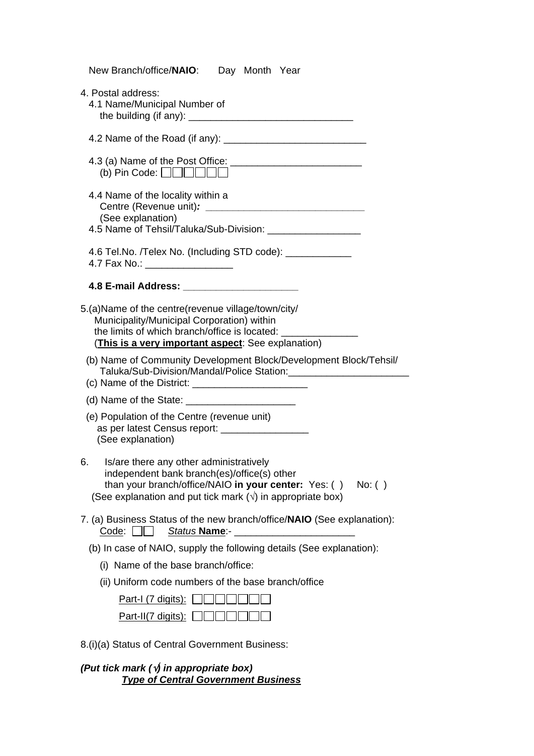New Branch/office/**NAIO**: Day Month Year

4. Postal address:
   4.1 Name/Municipal Number of the building (if any): ______________________________

   4.2 Name of the Road (if any): __________________________

   4.3 (a) Name of the Post Office: ________________________
   (b) Pin Code: ☐☐☐☐☐☐

   4.4 Name of the locality within a Centre (Revenue unit)***:*** ______________________________
   (See explanation)

   4.5 Name of Tehsil/Taluka/Sub-Division: _________________

   4.6 Tel.No. /Telex No. (Including STD code): ____________

   4.7 Fax No.: ________________

   **4.8 E-mail Address: ____________________**

5. (a) Name of the centre(revenue village/town/city/ Municipality/Municipal Corporation) within the limits of which branch/office is located: ______________
   (**<u>This is a very important aspect</u>**: See explanation)

   (b) Name of Community Development Block/Development Block/Tehsil/ Taluka/Sub-Division/Mandal/Police Station:______________________

   (c) Name of the District: _____________________

   (d) Name of the State: ____________________

   (e) Population of the Centre (revenue unit) as per latest Census report: ________________
   (See explanation)

6. Is/are there any other administratively independent bank branch(es)/office(s) other than your branch/office/NAIO **in your center:** Yes: ( ) No: ( )
   (See explanation and put tick mark (√) in appropriate box)

7. (a) Business Status of the new branch/office/**NAIO** (See explanation):
   <u>Code</u>: ☐☐ *<u>Status</u>* **<u>Name</u>**:- ______________________

   (b) In case of NAIO, supply the following details (See explanation):

   (i) Name of the base branch/office:

   (ii) Uniform code numbers of the base branch/office

   <u>Part-I (7 digits):</u> ☐☐☐☐☐☐☐

   <u>Part-II(7 digits):</u> ☐☐☐☐☐☐☐

8.(i)(a) Status of Central Government Business:

***(Put tick mark (√) in appropriate box)***

***<u>Type of Central Government Business</u>***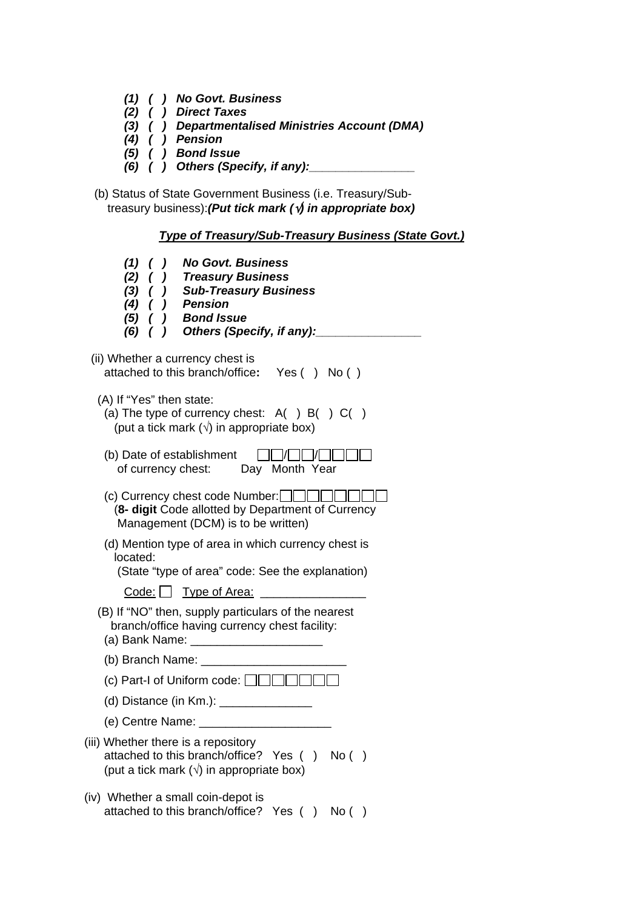*(1) ( ) No Govt. Business*
*(2) ( ) Direct Taxes*
*(3) ( ) Departmentalised Ministries Account (DMA)*
*(4) ( ) Pension*
*(5) ( ) Bond Issue*
*(6) ( ) Others (Specify, if any):________________*

(b) Status of State Government Business (i.e. Treasury/Sub-treasury business):***(Put tick mark (√) in appropriate box)***

***Type of Treasury/Sub-Treasury Business (State Govt.)***

*(1) ( ) No Govt. Business*
*(2) ( ) Treasury Business*
*(3) ( ) Sub-Treasury Business*
*(4) ( ) Pension*
*(5) ( ) Bond Issue*
*(6) ( ) Others (Specify, if any):________________*

(ii) Whether a currency chest is attached to this branch/office**:** Yes ( ) No ( )

(A) If "Yes" then state:

(a) The type of currency chest: A( ) B( ) C( )
(put a tick mark (√) in appropriate box)

(b) Date of establishment of currency chest: ☐☐/☐☐/☐☐☐☐
Day Month Year

(c) Currency chest code Number: ☐☐☐☐☐☐☐☐
(**8- digit** Code allotted by Department of Currency Management (DCM) is to be written)

(d) Mention type of area in which currency chest is located:
(State "type of area" code: See the explanation)

Code: ☐ Type of Area: ________________

(B) If "NO" then, supply particulars of the nearest branch/office having currency chest facility:

(a) Bank Name: ____________________

(b) Branch Name: ______________________

(c) Part-I of Uniform code: ☐☐☐☐☐☐☐

(d) Distance (in Km.): ______________

(e) Centre Name: ____________________

(iii) Whether there is a repository attached to this branch/office? Yes ( ) No ( )
(put a tick mark (√) in appropriate box)

(iv) Whether a small coin-depot is attached to this branch/office? Yes ( ) No ( )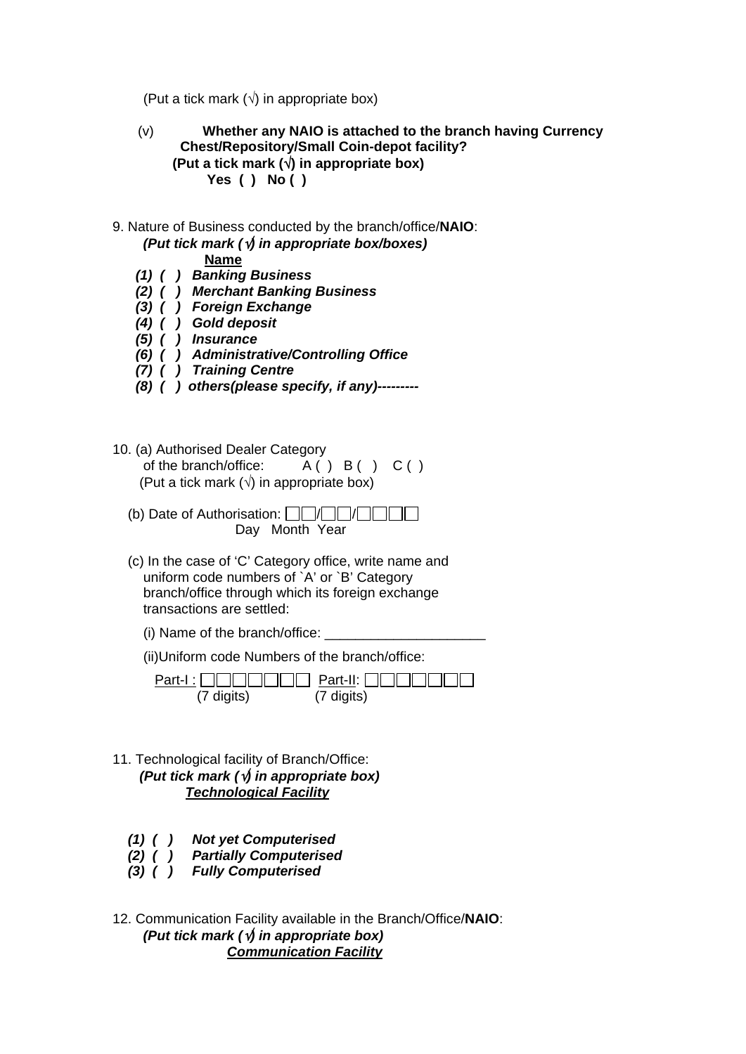(Put a tick mark (√) in appropriate box)

(v) **Whether any NAIO is attached to the branch having Currency Chest/Repository/Small Coin-depot facility?**
**(Put a tick mark (√) in appropriate box)**
**Yes ( ) No ( )**

9. Nature of Business conducted by the branch/office/**NAIO**:
***(Put tick mark (√) in appropriate box/boxes)***

**Name**

***(1) ( ) Banking Business***
***(2) ( ) Merchant Banking Business***
***(3) ( ) Foreign Exchange***
***(4) ( ) Gold deposit***
***(5) ( ) Insurance***
***(6) ( ) Administrative/Controlling Office***
***(7) ( ) Training Centre***
***(8) ( ) others(please specify, if any)---------***

10. (a) Authorised Dealer Category of the branch/office: A ( ) B ( ) C ( )
(Put a tick mark (√) in appropriate box)

(b) Date of Authorisation: ☐☐/☐☐/☐☐☐☐
Day Month Year

(c) In the case of 'C' Category office, write name and uniform code numbers of `A' or `B' Category branch/office through which its foreign exchange transactions are settled:

(i) Name of the branch/office: ____________________

(ii)Uniform code Numbers of the branch/office:

Part-I : ☐☐☐☐☐☐☐ Part-II: ☐☐☐☐☐☐☐
(7 digits) (7 digits)

11. Technological facility of Branch/Office:
***(Put tick mark (√) in appropriate box)***

***Technological Facility***

***(1) ( ) Not yet Computerised***
***(2) ( ) Partially Computerised***
***(3) ( ) Fully Computerised***

12. Communication Facility available in the Branch/Office/**NAIO**:
***(Put tick mark (√) in appropriate box)***

***Communication Facility***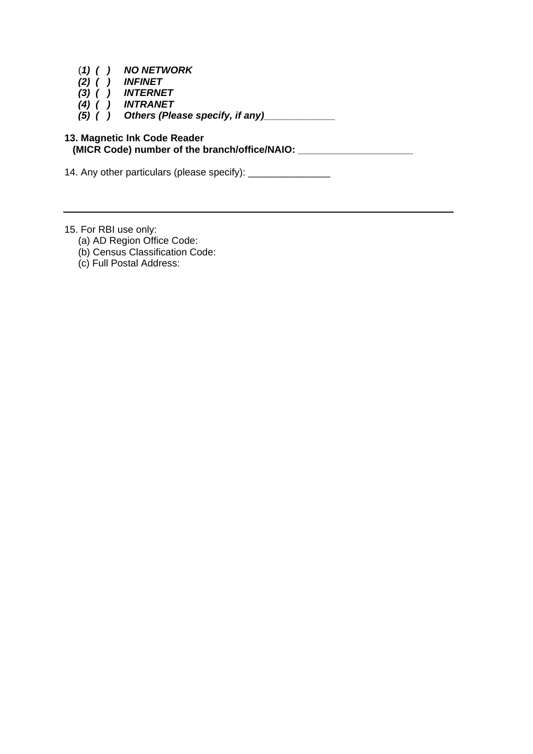(*1) ( )* ***NO NETWORK***
***(2) ( )*** ***INFINET***
***(3) ( )*** ***INTERNET***
***(4) ( )*** ***INTRANET***
***(5) ( )*** ***Others (Please specify, if any)_____________***

**13. Magnetic Ink Code Reader**
**(MICR Code) number of the branch/office/NAIO: _____________________**

14. Any other particulars (please specify): _______________

---

15. For RBI use only:
(a) AD Region Office Code:
(b) Census Classification Code:
(c) Full Postal Address: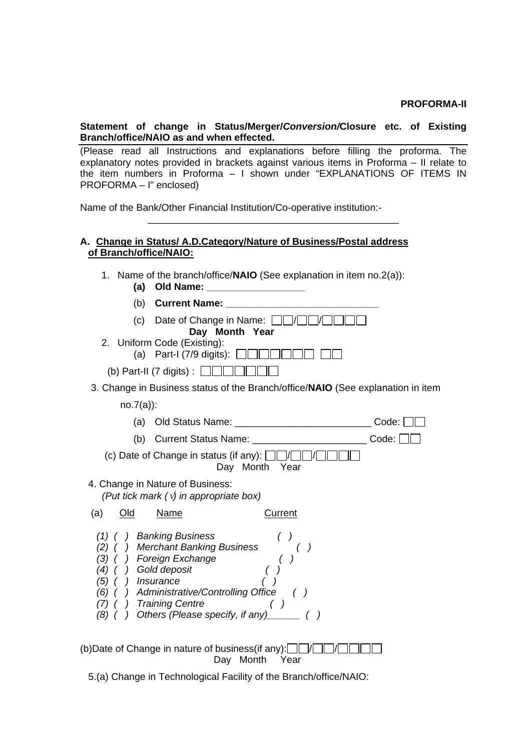**PROFORMA-II**

**Statement of change in Status/Merger/*Conversion*/Closure etc. of Existing Branch/office/NAIO as and when effected.**

(Please read all Instructions and explanations before filling the proforma. The explanatory notes provided in brackets against various items in Proforma – II relate to the item numbers in Proforma – I shown under "EXPLANATIONS OF ITEMS IN PROFORMA – I" enclosed)

Name of the Bank/Other Financial Institution/Co-operative institution:-

_______________________________________________

**A. <u>Change in Status/ A.D.Category/Nature of Business/Postal address of Branch/office/NAIO:</u>**

1. Name of the branch/office/**NAIO** (See explanation in item no.2(a)):
   - **(a) Old Name: _________________**
   - (b) **Current Name: ___________________________**
   - (c) Date of Change in Name: ☐☐/☐☐/☐☐☐☐  
     **Day Month Year**
2. Uniform Code (Existing):
   - (a) Part-I (7/9 digits): ☐☐☐☐☐☐☐ ☐☐
   - (b) Part-II (7 digits) : ☐☐☐☐☐☐☐
3. Change in Business status of the Branch/office/**NAIO** (See explanation in item no.7(a)):
   - (a) Old Status Name: ________________________ Code: ☐☐
   - (b) Current Status Name: ____________________ Code: ☐☐
   - (c) Date of Change in status (if any): ☐☐/☐☐/☐☐☐☐  
     Day Month Year
4. Change in Nature of Business:  
   *(Put tick mark (√) in appropriate box)*

| (a) Old | Name | Current |
|---|---|---|
| *(1) ( )* | *Banking Business* | *( )* |
| *(2) ( )* | *Merchant Banking Business* | *( )* |
| *(3) ( )* | *Foreign Exchange* | *( )* |
| *(4) ( )* | *Gold deposit* | *( )* |
| *(5) ( )* | *Insurance* | *( )* |
| *(6) ( )* | *Administrative/Controlling Office* | *( )* |
| *(7) ( )* | *Training Centre* | *( )* |
| *(8) ( )* | *Others (Please specify, if any)______* | *( )* |

(b)Date of Change in nature of business(if any):☐☐/☐☐/☐☐☐☐  
Day Month Year

5.(a) Change in Technological Facility of the Branch/office/NAIO: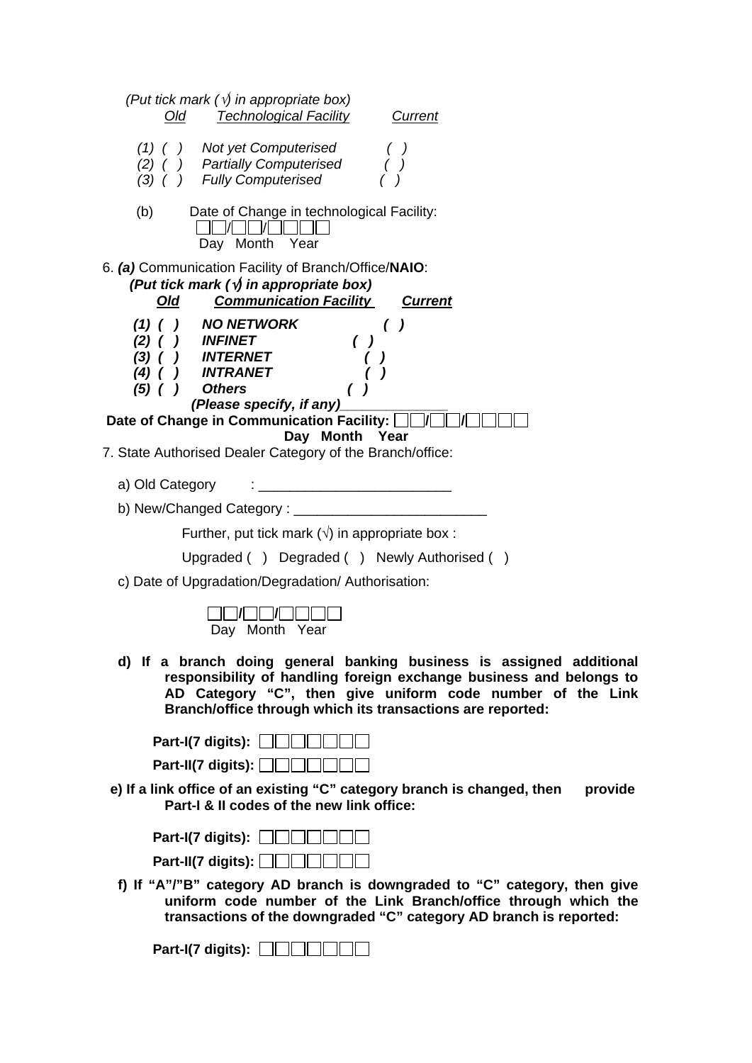*(Put tick mark (√) in appropriate box)*

| *Old* | *Technological Facility* | *Current* |
|---|---|---|
| *(1) ( )* | *Not yet Computerised* | *( )* |
| *(2) ( )* | *Partially Computerised* | *( )* |
| *(3) ( )* | *Fully Computerised* | *( )* |

(b) Date of Change in technological Facility:

☐☐/☐☐/☐☐☐☐
Day Month Year

6. ***(a)*** Communication Facility of Branch/Office/**NAIO**:

***(Put tick mark (√) in appropriate box)***

| ***Old*** | ***Communication Facility*** | ***Current*** |
|---|---|---|
| ***(1) ( )*** | ***NO NETWORK*** | ***( )*** |
| ***(2) ( )*** | ***INFINET*** | ***( )*** |
| ***(3) ( )*** | ***INTERNET*** | ***( )*** |
| ***(4) ( )*** | ***INTRANET*** | ***( )*** |
| ***(5) ( )*** | ***Others*** | ***( )*** |

***(Please specify, if any)______________***

**Date of Change in Communication Facility: ☐☐/☐☐/☐☐☐☐**
**Day Month Year**

7. State Authorised Dealer Category of the Branch/office:

a) Old Category : _________________________

b) New/Changed Category : _________________________

Further, put tick mark (√) in appropriate box :

Upgraded ( ) Degraded ( ) Newly Authorised ( )

c) Date of Upgradation/Degradation/ Authorisation:

☐☐/☐☐/☐☐☐☐
Day Month Year

**d) If a branch doing general banking business is assigned additional responsibility of handling foreign exchange business and belongs to AD Category "C", then give uniform code number of the Link Branch/office through which its transactions are reported:**

**Part-I(7 digits):** ☐☐☐☐☐☐☐

**Part-II(7 digits):** ☐☐☐☐☐☐☐

**e) If a link office of an existing "C" category branch is changed, then provide Part-I & II codes of the new link office:**

**Part-I(7 digits):** ☐☐☐☐☐☐☐

**Part-II(7 digits):** ☐☐☐☐☐☐☐

**f) If "A"/"B" category AD branch is downgraded to "C" category, then give uniform code number of the Link Branch/office through which the transactions of the downgraded "C" category AD branch is reported:**

**Part-I(7 digits):** ☐☐☐☐☐☐☐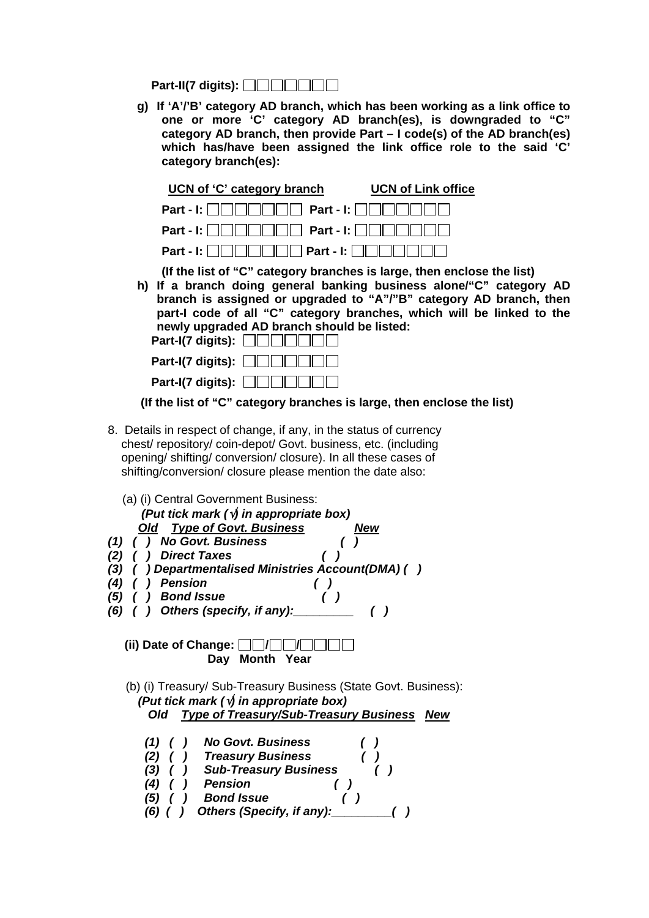**Part-II(7 digits):** ☐☐☐☐☐☐☐

**g) If 'A'/'B' category AD branch, which has been working as a link office to one or more 'C' category AD branch(es), is downgraded to "C" category AD branch, then provide Part – I code(s) of the AD branch(es) which has/have been assigned the link office role to the said 'C' category branch(es):**

| **UCN of 'C' category branch** | **UCN of Link office** |
|---|---|
| **Part - I:** ☐☐☐☐☐☐☐ | **Part - I:** ☐☐☐☐☐☐☐ |
| **Part - I:** ☐☐☐☐☐☐☐ | **Part - I:** ☐☐☐☐☐☐☐ |
| **Part - I:** ☐☐☐☐☐☐☐ | **Part - I:** ☐☐☐☐☐☐☐ |

**(If the list of "C" category branches is large, then enclose the list)**

**h) If a branch doing general banking business alone/"C" category AD branch is assigned or upgraded to "A"/"B" category AD branch, then part-I code of all "C" category branches, which will be linked to the newly upgraded AD branch should be listed:**

**Part-I(7 digits):** ☐☐☐☐☐☐☐

**Part-I(7 digits):** ☐☐☐☐☐☐☐

**Part-I(7 digits):** ☐☐☐☐☐☐☐

**(If the list of "C" category branches is large, then enclose the list)**

8. Details in respect of change, if any, in the status of currency chest/ repository/ coin-depot/ Govt. business, etc. (including opening/ shifting/ conversion/ closure). In all these cases of shifting/conversion/ closure please mention the date also:

(a) (i) Central Government Business:

***(Put tick mark (√) in appropriate box)***

| ***Old*** | ***Type of Govt. Business*** | ***New*** |
|---|---|---|
| *(1) ( )* | ***No Govt. Business*** | *( )* |
| *(2) ( )* | ***Direct Taxes*** | *( )* |
| *(3) ( )* | ***Departmentalised Ministries Account(DMA)*** | *( )* |
| *(4) ( )* | ***Pension*** | *( )* |
| *(5) ( )* | ***Bond Issue*** | *( )* |
| *(6) ( )* | ***Others (specify, if any):________*** | *( )* |

**(ii) Date of Change:** ☐☐/☐☐/☐☐☐☐
**Day Month Year**

(b) (i) Treasury/ Sub-Treasury Business (State Govt. Business):

***(Put tick mark (√) in appropriate box)***

| ***Old*** | ***Type of Treasury/Sub-Treasury Business*** | ***New*** |
|---|---|---|
| *(1) ( )* | ***No Govt. Business*** | *( )* |
| *(2) ( )* | ***Treasury Business*** | *( )* |
| *(3) ( )* | ***Sub-Treasury Business*** | *( )* |
| *(4) ( )* | ***Pension*** | *( )* |
| *(5) ( )* | ***Bond Issue*** | *( )* |
| *(6) ( )* | ***Others (Specify, if any):________*** | *( )* |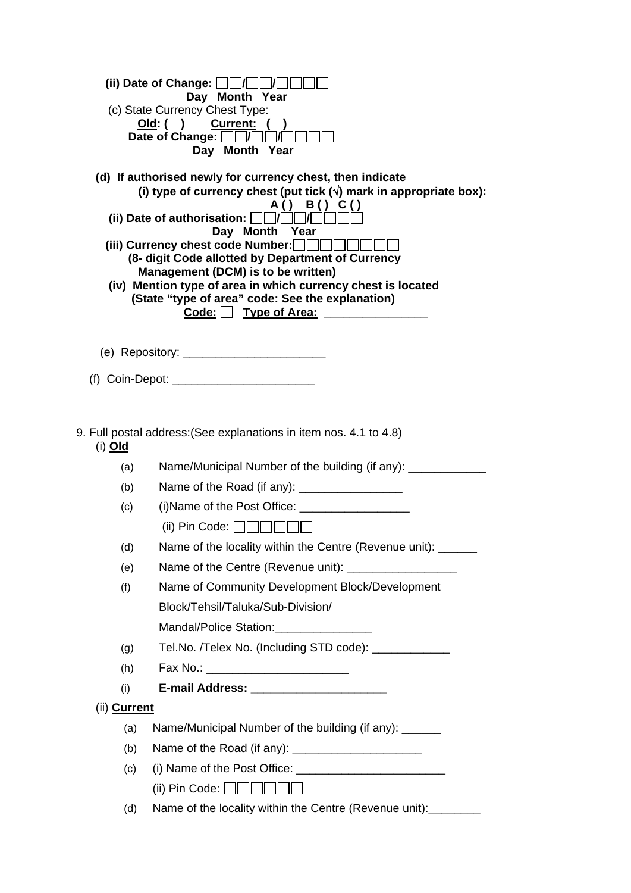**(ii) Date of Change: ☐☐/☐☐/☐☐☐☐**
**Day Month Year**

(c) State Currency Chest Type:

**Old: ( ) Current: ( )**

**Date of Change: ☐☐/☐☐/☐☐☐☐**
**Day Month Year**

**(d) If authorised newly for currency chest, then indicate**

**(i) type of currency chest (put tick (√) mark in appropriate box):**
**A ( ) B ( ) C ( )**

**(ii) Date of authorisation: ☐☐/☐☐/☐☐☐☐**
**Day Month Year**

**(iii) Currency chest code Number: ☐☐☐☐☐☐☐☐**
**(8- digit Code allotted by Department of Currency Management (DCM) is to be written)**

**(iv) Mention type of area in which currency chest is located**
**(State "type of area" code: See the explanation)**
**Code: ☐ Type of Area: _______________**

(e) Repository: ______________________

(f) Coin-Depot: ______________________

9. Full postal address:(See explanations in item nos. 4.1 to 4.8)

(i) **Old**

- (a) Name/Municipal Number of the building (if any): ____________
- (b) Name of the Road (if any): ________________
- (c) (i)Name of the Post Office: _________________
  (ii) Pin Code: ☐☐☐☐☐☐
- (d) Name of the locality within the Centre (Revenue unit): ______
- (e) Name of the Centre (Revenue unit): _________________
- (f) Name of Community Development Block/Development Block/Tehsil/Taluka/Sub-Division/ Mandal/Police Station:_______________
- (g) Tel.No. /Telex No. (Including STD code): ____________
- (h) Fax No.: ______________________
- (i) **E-mail Address: _____________________**

(ii) **Current**

- (a) Name/Municipal Number of the building (if any): ______
- (b) Name of the Road (if any): ____________________
- (c) (i) Name of the Post Office: _______________________
  (ii) Pin Code: ☐☐☐☐☐☐
- (d) Name of the locality within the Centre (Revenue unit):________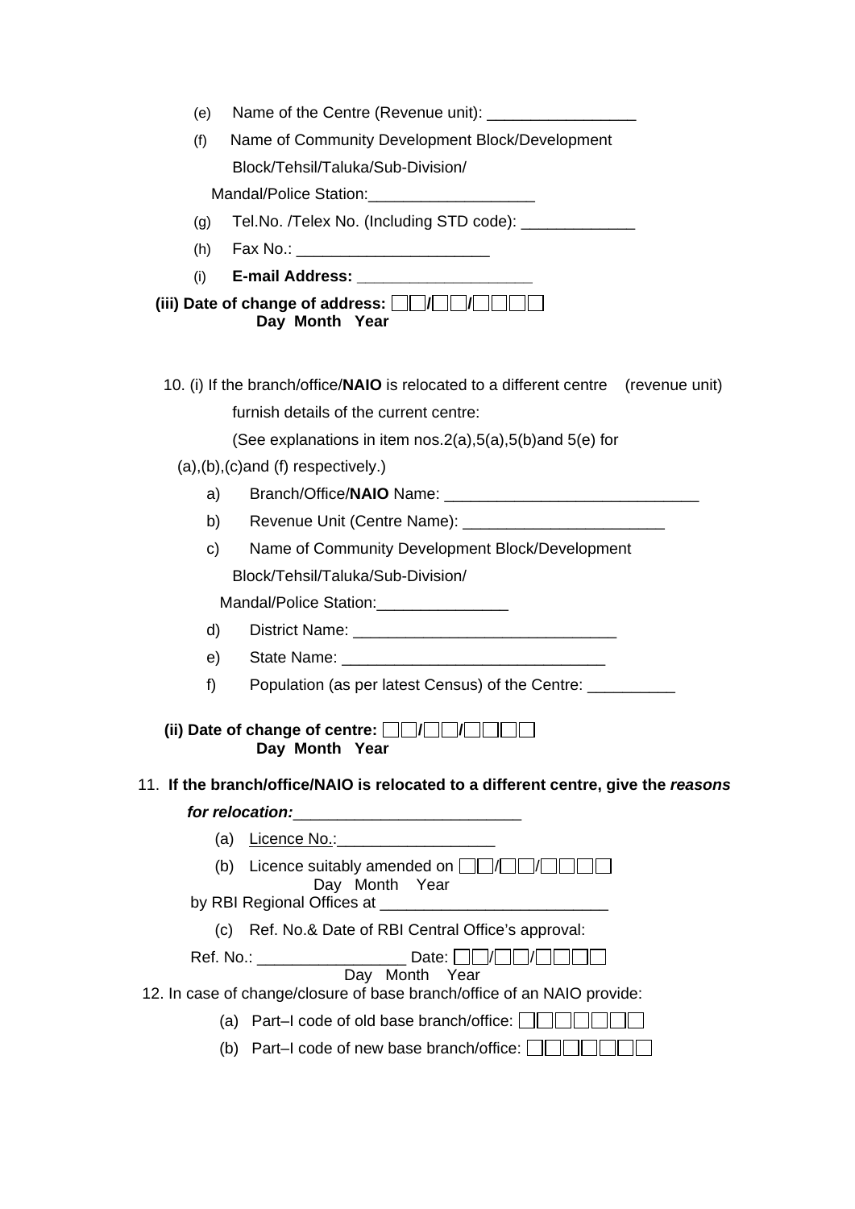(e) Name of the Centre (Revenue unit): _________________

(f) Name of Community Development Block/Development Block/Tehsil/Taluka/Sub-Division/ Mandal/Police Station:___________________

(g) Tel.No. /Telex No. (Including STD code): _____________

(h) Fax No.: ______________________

(i) **E-mail Address: ____________________**

**(iii) Date of change of address: ☐☐/☐☐/☐☐☐☐**
**Day Month Year**

10. (i) If the branch/office/**NAIO** is relocated to a different centre (revenue unit) furnish details of the current centre:
(See explanations in item nos.2(a),5(a),5(b)and 5(e) for (a),(b),(c)and (f) respectively.)

a) Branch/Office/**NAIO** Name: _____________________________

b) Revenue Unit (Centre Name): _______________________

c) Name of Community Development Block/Development Block/Tehsil/Taluka/Sub-Division/ Mandal/Police Station:_______________

d) District Name: ______________________________

e) State Name: ______________________________

f) Population (as per latest Census) of the Centre: __________

**(ii) Date of change of centre: ☐☐/☐☐/☐☐☐☐**
**Day Month Year**

11. **If the branch/office/NAIO is relocated to a different centre, give the *reasons for relocation:*__________________________**

(a) Licence No.:__________________

(b) Licence suitably amended on ☐☐/☐☐/☐☐☐☐
Day Month Year
by RBI Regional Offices at __________________________

(c) Ref. No.& Date of RBI Central Office's approval:

Ref. No.: _________________ Date: ☐☐/☐☐/☐☐☐☐
Day Month Year

12. In case of change/closure of base branch/office of an NAIO provide:

(a) Part–I code of old base branch/office: ☐☐☐☐☐☐☐

(b) Part–I code of new base branch/office: ☐☐☐☐☐☐☐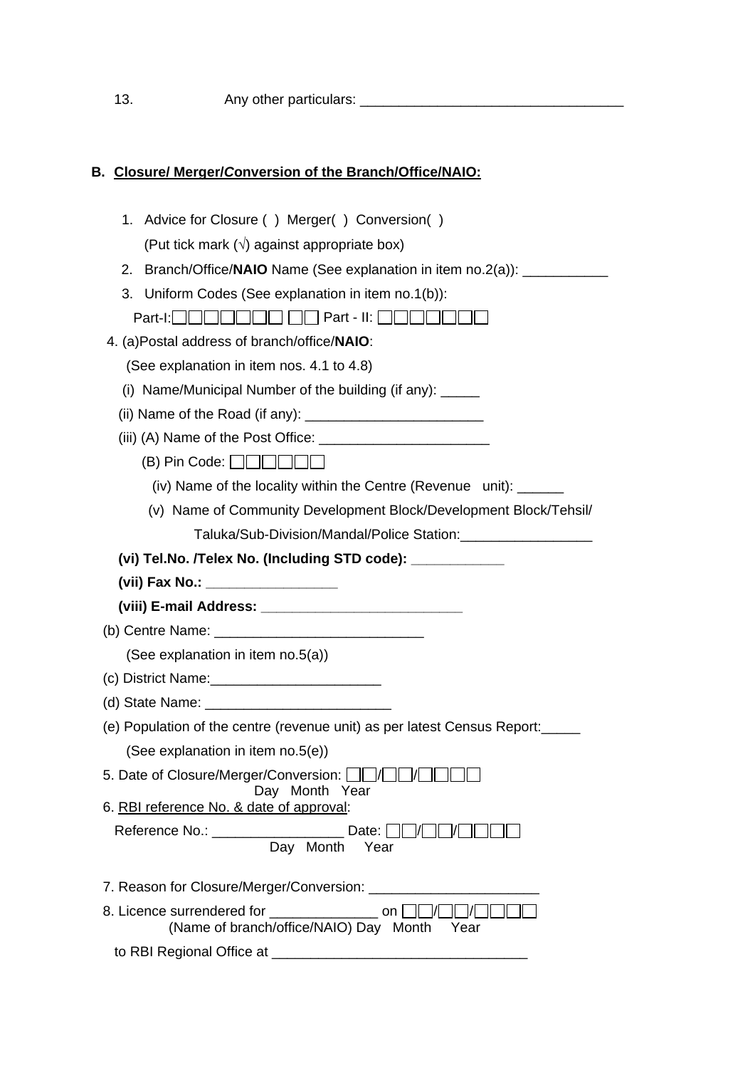13. Any other particulars: ___________________________________

## B. Closure/ Merger/Conversion of the Branch/Office/NAIO:

1. Advice for Closure ( ) Merger( ) Conversion( )
   (Put tick mark (√) against appropriate box)
2. Branch/Office/**NAIO** Name (See explanation in item no.2(a)): ___________
3. Uniform Codes (See explanation in item no.1(b)):
   Part-I: ☐☐☐☐☐☐☐ ☐☐ Part - II: ☐☐☐☐☐☐☐

4. (a)Postal address of branch/office/**NAIO**:
   (See explanation in item nos. 4.1 to 4.8)
   (i) Name/Municipal Number of the building (if any): _____
   (ii) Name of the Road (if any): _______________________
   (iii) (A) Name of the Post Office: ______________________
   (B) Pin Code: ☐☐☐☐☐☐
   (iv) Name of the locality within the Centre (Revenue unit): ______
   (v) Name of Community Development Block/Development Block/Tehsil/ Taluka/Sub-Division/Mandal/Police Station:_________________
   **(vi) Tel.No. /Telex No. (Including STD code): ____________**
   **(vii) Fax No.: ________________**
   **(viii) E-mail Address: __________________________**

   (b) Centre Name: ___________________________
   (See explanation in item no.5(a))
   (c) District Name:______________________
   (d) State Name: ________________________
   (e) Population of the centre (revenue unit) as per latest Census Report:_____
   (See explanation in item no.5(e))

5. Date of Closure/Merger/Conversion: ☐☐/☐☐/☐☐☐☐
   Day Month Year

6. <u>RBI reference No. & date of approval</u>:
   Reference No.: _________________ Date: ☐☐/☐☐/☐☐☐☐
   Day Month Year

7. Reason for Closure/Merger/Conversion: _____________________

8. Licence surrendered for ______________ on ☐☐/☐☐/☐☐☐☐
   (Name of branch/office/NAIO) Day Month Year
   to RBI Regional Office at _________________________________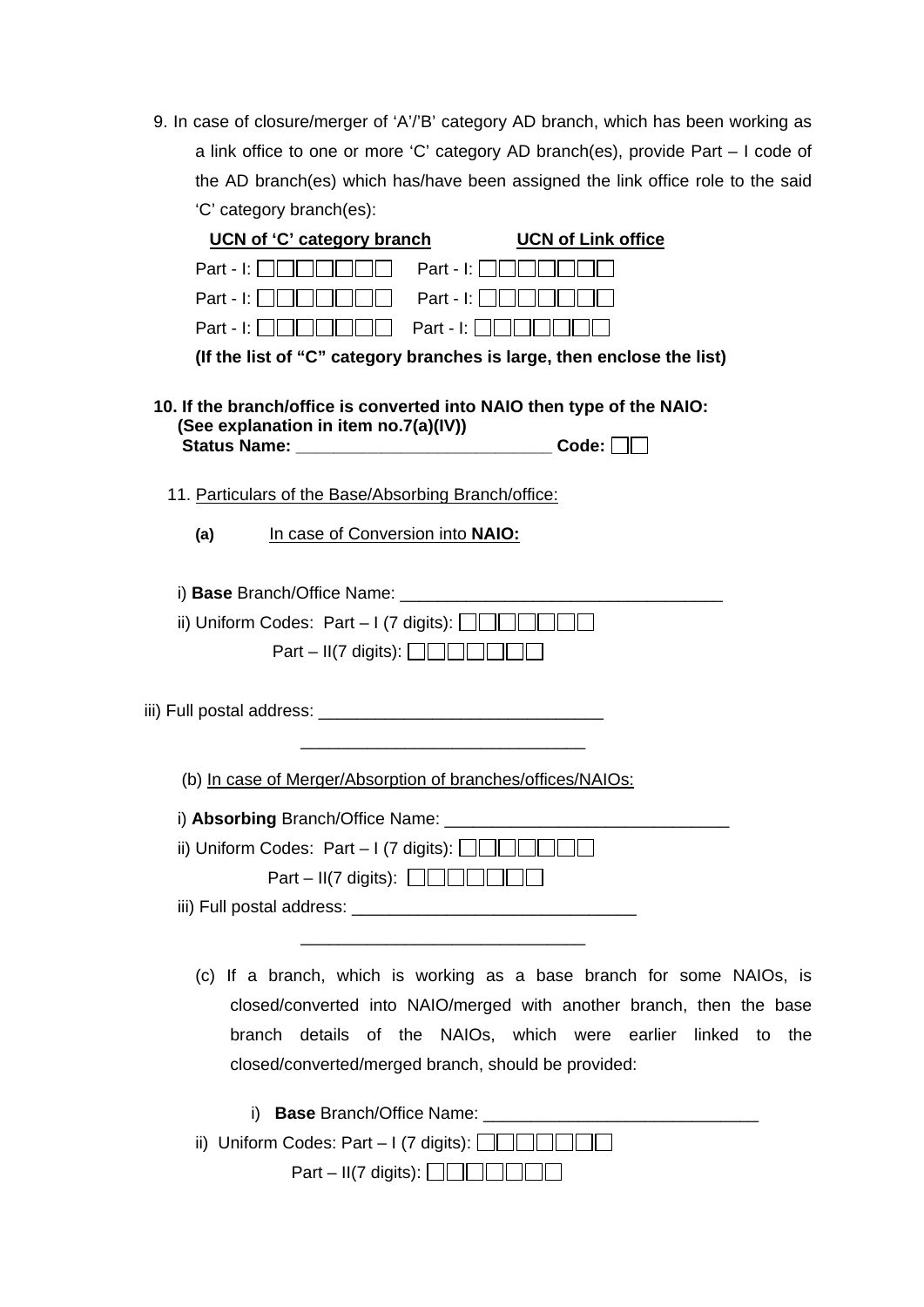9. In case of closure/merger of 'A'/'B' category AD branch, which has been working as a link office to one or more 'C' category AD branch(es), provide Part – I code of the AD branch(es) which has/have been assigned the link office role to the said 'C' category branch(es):

| **UCN of 'C' category branch** | **UCN of Link office** |
|---|---|
| Part - I: ☐☐☐☐☐☐☐ | Part - I: ☐☐☐☐☐☐☐ |
| Part - I: ☐☐☐☐☐☐☐ | Part - I: ☐☐☐☐☐☐☐ |
| Part - I: ☐☐☐☐☐☐☐ | Part - I: ☐☐☐☐☐☐☐ |

**(If the list of "C" category branches is large, then enclose the list)**

**10. If the branch/office is converted into NAIO then type of the NAIO:**
**(See explanation in item no.7(a)(IV))**
**Status Name: ___________________________ Code: ☐☐**

11. Particulars of the Base/Absorbing Branch/office:

**(a)** In case of Conversion into **NAIO:**

i) **Base** Branch/Office Name: __________________________________

ii) Uniform Codes: Part – I (7 digits): ☐☐☐☐☐☐☐

Part – II(7 digits): ☐☐☐☐☐☐☐

iii) Full postal address: ______________________________

______________________________

(b) In case of Merger/Absorption of branches/offices/NAIOs:

i) **Absorbing** Branch/Office Name: ______________________________

ii) Uniform Codes: Part – I (7 digits): ☐☐☐☐☐☐☐

Part – II(7 digits): ☐☐☐☐☐☐☐

iii) Full postal address: ______________________________

______________________________

(c) If a branch, which is working as a base branch for some NAIOs, is closed/converted into NAIO/merged with another branch, then the base branch details of the NAIOs, which were earlier linked to the closed/converted/merged branch, should be provided:

i) **Base** Branch/Office Name: _____________________________

ii) Uniform Codes: Part – I (7 digits): ☐☐☐☐☐☐☐

Part – II(7 digits): ☐☐☐☐☐☐☐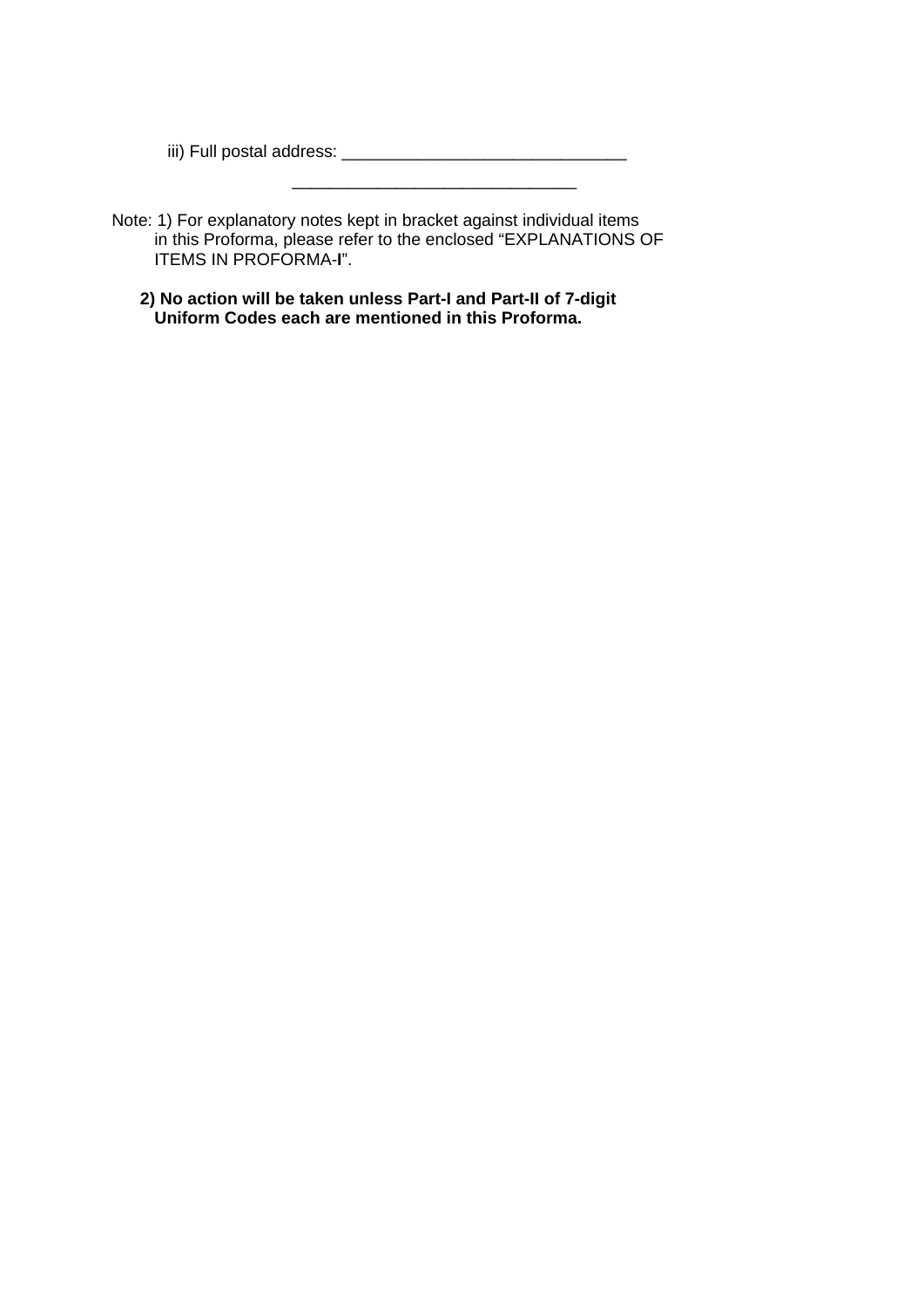iii) Full postal address: ______________________________

______________________________

Note: 1) For explanatory notes kept in bracket against individual items in this Proforma, please refer to the enclosed "EXPLANATIONS OF ITEMS IN PROFORMA-**I**".

**2) No action will be taken unless Part-I and Part-II of 7-digit Uniform Codes each are mentioned in this Proforma.**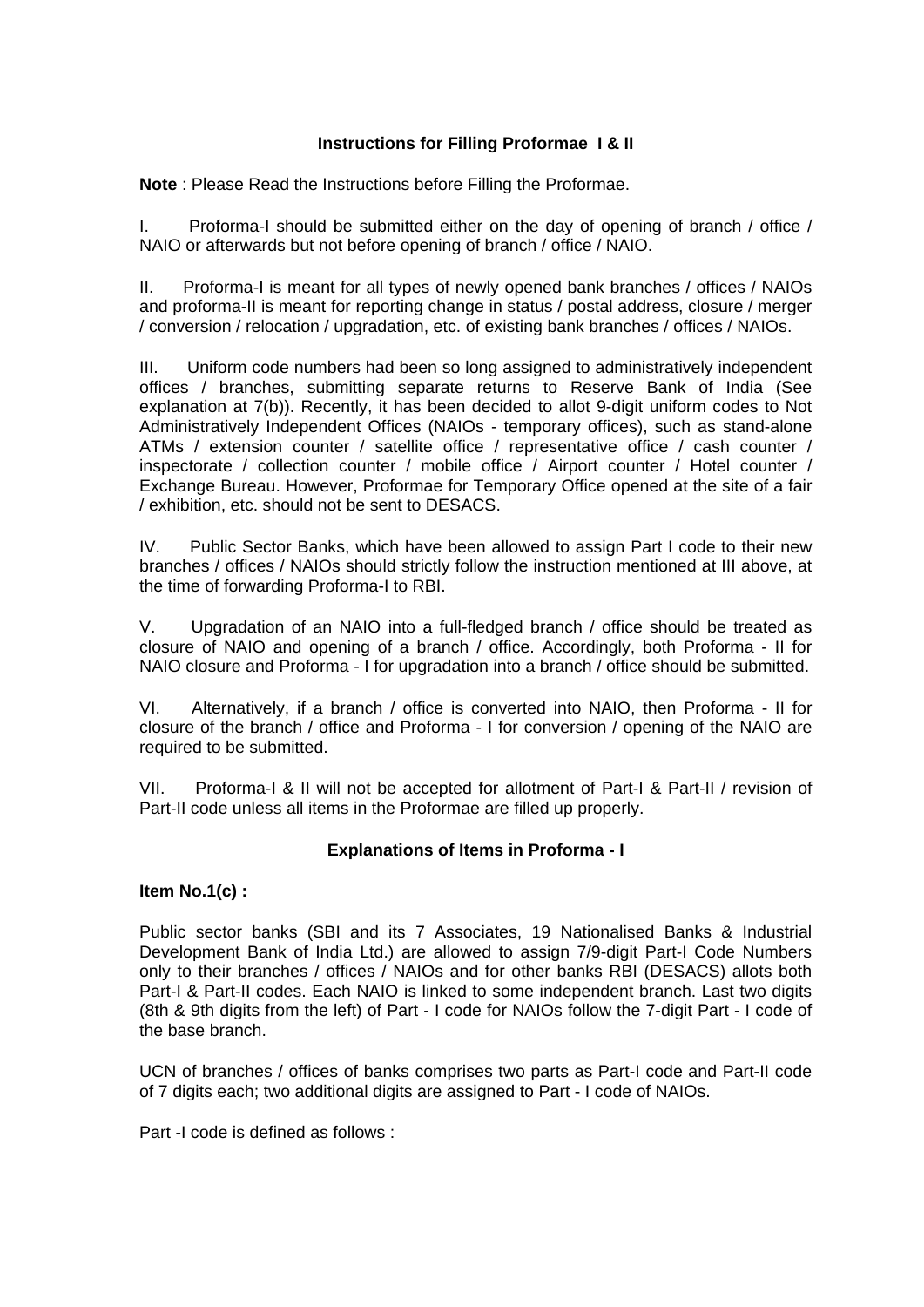### Instructions for Filling Proformae I & II

**Note** : Please Read the Instructions before Filling the Proformae.

I. Proforma-I should be submitted either on the day of opening of branch / office / NAIO or afterwards but not before opening of branch / office / NAIO.

II. Proforma-I is meant for all types of newly opened bank branches / offices / NAIOs and proforma-II is meant for reporting change in status / postal address, closure / merger / conversion / relocation / upgradation, etc. of existing bank branches / offices / NAIOs.

III. Uniform code numbers had been so long assigned to administratively independent offices / branches, submitting separate returns to Reserve Bank of India (See explanation at 7(b)). Recently, it has been decided to allot 9-digit uniform codes to Not Administratively Independent Offices (NAIOs - temporary offices), such as stand-alone ATMs / extension counter / satellite office / representative office / cash counter / inspectorate / collection counter / mobile office / Airport counter / Hotel counter / Exchange Bureau. However, Proformae for Temporary Office opened at the site of a fair / exhibition, etc. should not be sent to DESACS.

IV. Public Sector Banks, which have been allowed to assign Part I code to their new branches / offices / NAIOs should strictly follow the instruction mentioned at III above, at the time of forwarding Proforma-I to RBI.

V. Upgradation of an NAIO into a full-fledged branch / office should be treated as closure of NAIO and opening of a branch / office. Accordingly, both Proforma - II for NAIO closure and Proforma - I for upgradation into a branch / office should be submitted.

VI. Alternatively, if a branch / office is converted into NAIO, then Proforma - II for closure of the branch / office and Proforma - I for conversion / opening of the NAIO are required to be submitted.

VII. Proforma-I & II will not be accepted for allotment of Part-I & Part-II / revision of Part-II code unless all items in the Proformae are filled up properly.

### Explanations of Items in Proforma - I

**Item No.1(c) :**

Public sector banks (SBI and its 7 Associates, 19 Nationalised Banks & Industrial Development Bank of India Ltd.) are allowed to assign 7/9-digit Part-I Code Numbers only to their branches / offices / NAIOs and for other banks RBI (DESACS) allots both Part-I & Part-II codes. Each NAIO is linked to some independent branch. Last two digits (8th & 9th digits from the left) of Part - I code for NAIOs follow the 7-digit Part - I code of the base branch.

UCN of branches / offices of banks comprises two parts as Part-I code and Part-II code of 7 digits each; two additional digits are assigned to Part - I code of NAIOs.

Part -I code is defined as follows :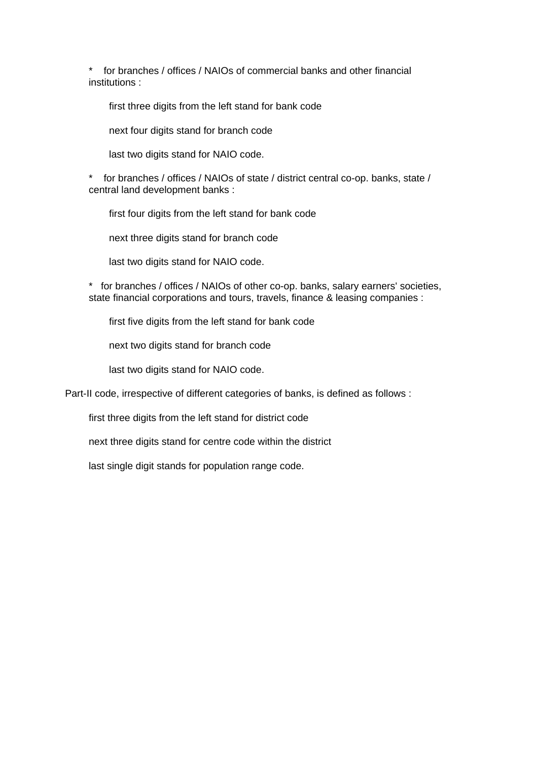* for branches / offices / NAIOs of commercial banks and other financial institutions :

  first three digits from the left stand for bank code

  next four digits stand for branch code

  last two digits stand for NAIO code.

* for branches / offices / NAIOs of state / district central co-op. banks, state / central land development banks :

  first four digits from the left stand for bank code

  next three digits stand for branch code

  last two digits stand for NAIO code.

* for branches / offices / NAIOs of other co-op. banks, salary earners' societies, state financial corporations and tours, travels, finance & leasing companies :

  first five digits from the left stand for bank code

  next two digits stand for branch code

  last two digits stand for NAIO code.

Part-II code, irrespective of different categories of banks, is defined as follows :

first three digits from the left stand for district code

next three digits stand for centre code within the district

last single digit stands for population range code.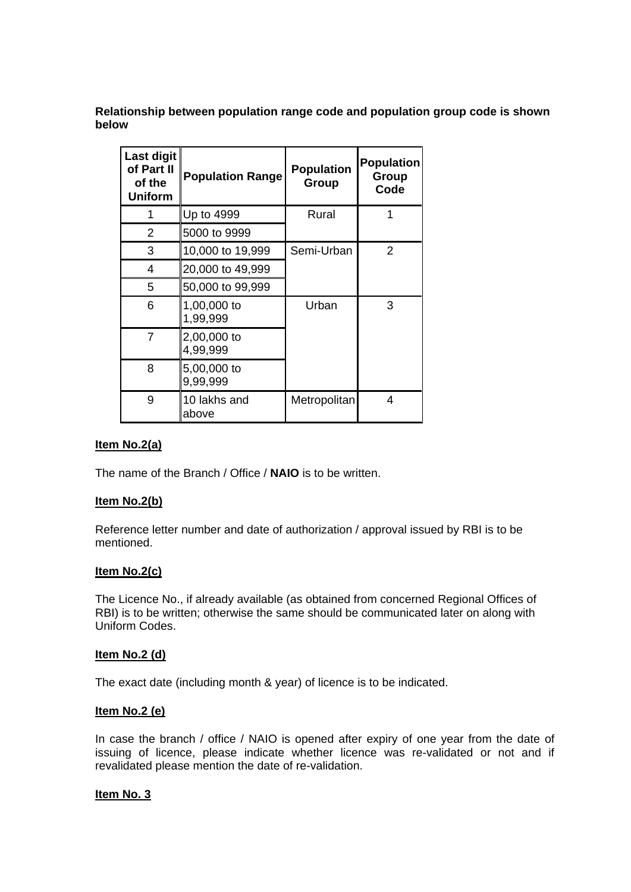**Relationship between population range code and population group code is shown below**

| Last digit of Part II of the Uniform | Population Range | Population Group | Population Group Code |
|---|---|---|---|
| 1 | Up to 4999 | Rural | 1 |
| 2 | 5000 to 9999 | | |
| 3 | 10,000 to 19,999 | Semi-Urban | 2 |
| 4 | 20,000 to 49,999 | | |
| 5 | 50,000 to 99,999 | | |
| 6 | 1,00,000 to 1,99,999 | Urban | 3 |
| 7 | 2,00,000 to 4,99,999 | | |
| 8 | 5,00,000 to 9,99,999 | | |
| 9 | 10 lakhs and above | Metropolitan | 4 |

**Item No.2(a)**

The name of the Branch / Office / **NAIO** is to be written.

**Item No.2(b)**

Reference letter number and date of authorization / approval issued by RBI is to be mentioned.

**Item No.2(c)**

The Licence No., if already available (as obtained from concerned Regional Offices of RBI) is to be written; otherwise the same should be communicated later on along with Uniform Codes.

**Item No.2 (d)**

The exact date (including month & year) of licence is to be indicated.

**Item No.2 (e)**

In case the branch / office / NAIO is opened after expiry of one year from the date of issuing of licence, please indicate whether licence was re-validated or not and if revalidated please mention the date of re-validation.

**Item No. 3**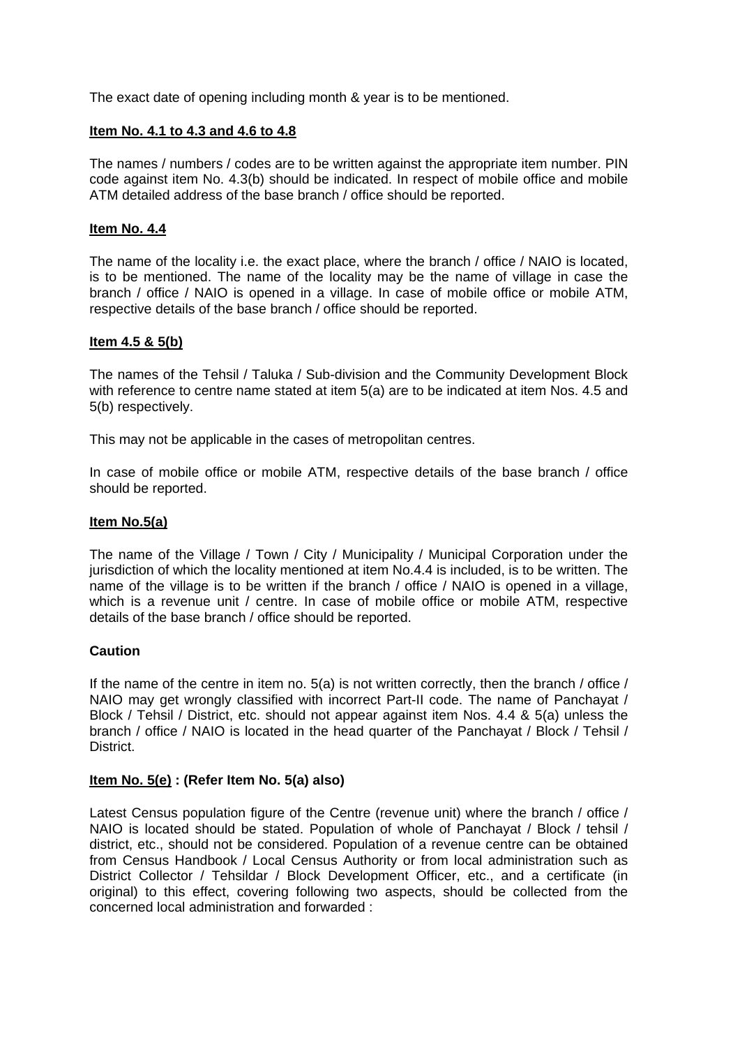The exact date of opening including month & year is to be mentioned.

**Item No. 4.1 to 4.3 and 4.6 to 4.8**

The names / numbers / codes are to be written against the appropriate item number. PIN code against item No. 4.3(b) should be indicated. In respect of mobile office and mobile ATM detailed address of the base branch / office should be reported.

**Item No. 4.4**

The name of the locality i.e. the exact place, where the branch / office / NAIO is located, is to be mentioned. The name of the locality may be the name of village in case the branch / office / NAIO is opened in a village. In case of mobile office or mobile ATM, respective details of the base branch / office should be reported.

**Item 4.5 & 5(b)**

The names of the Tehsil / Taluka / Sub-division and the Community Development Block with reference to centre name stated at item 5(a) are to be indicated at item Nos. 4.5 and 5(b) respectively.

This may not be applicable in the cases of metropolitan centres.

In case of mobile office or mobile ATM, respective details of the base branch / office should be reported.

**Item No.5(a)**

The name of the Village / Town / City / Municipality / Municipal Corporation under the jurisdiction of which the locality mentioned at item No.4.4 is included, is to be written. The name of the village is to be written if the branch / office / NAIO is opened in a village, which is a revenue unit / centre. In case of mobile office or mobile ATM, respective details of the base branch / office should be reported.

**Caution**

If the name of the centre in item no. 5(a) is not written correctly, then the branch / office / NAIO may get wrongly classified with incorrect Part-II code. The name of Panchayat / Block / Tehsil / District, etc. should not appear against item Nos. 4.4 & 5(a) unless the branch / office / NAIO is located in the head quarter of the Panchayat / Block / Tehsil / District.

**Item No. 5(e) : (Refer Item No. 5(a) also)**

Latest Census population figure of the Centre (revenue unit) where the branch / office / NAIO is located should be stated. Population of whole of Panchayat / Block / tehsil / district, etc., should not be considered. Population of a revenue centre can be obtained from Census Handbook / Local Census Authority or from local administration such as District Collector / Tehsildar / Block Development Officer, etc., and a certificate (in original) to this effect, covering following two aspects, should be collected from the concerned local administration and forwarded :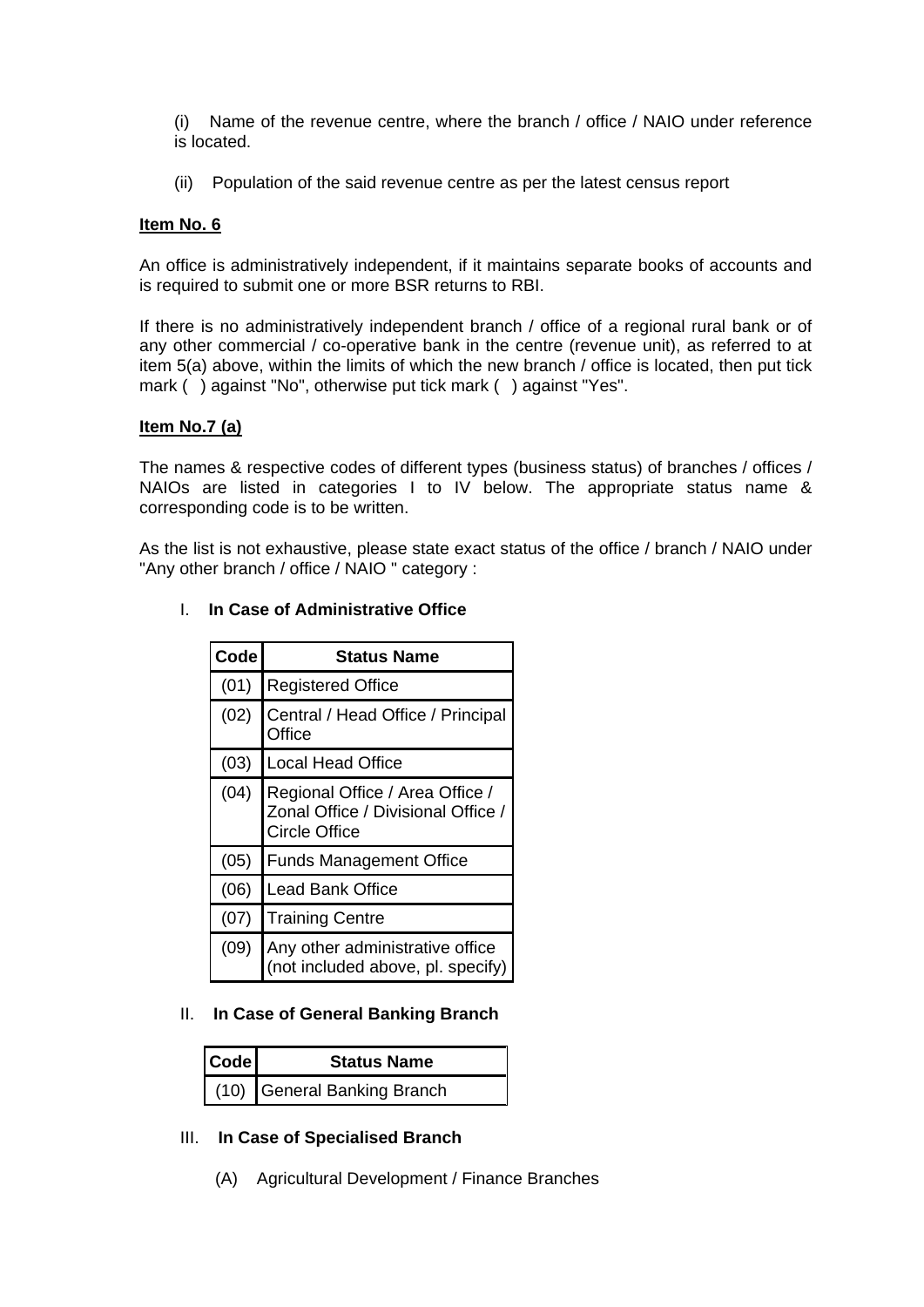(i) Name of the revenue centre, where the branch / office / NAIO under reference is located.

(ii) Population of the said revenue centre as per the latest census report

**Item No. 6**

An office is administratively independent, if it maintains separate books of accounts and is required to submit one or more BSR returns to RBI.

If there is no administratively independent branch / office of a regional rural bank or of any other commercial / co-operative bank in the centre (revenue unit), as referred to at item 5(a) above, within the limits of which the new branch / office is located, then put tick mark ( ) against "No", otherwise put tick mark ( ) against "Yes".

**Item No.7 (a)**

The names & respective codes of different types (business status) of branches / offices / NAIOs are listed in categories I to IV below. The appropriate status name & corresponding code is to be written.

As the list is not exhaustive, please state exact status of the office / branch / NAIO under "Any other branch / office / NAIO " category :

I. **In Case of Administrative Office**

| Code | Status Name |
|---|---|
| (01) | Registered Office |
| (02) | Central / Head Office / Principal Office |
| (03) | Local Head Office |
| (04) | Regional Office / Area Office / Zonal Office / Divisional Office / Circle Office |
| (05) | Funds Management Office |
| (06) | Lead Bank Office |
| (07) | Training Centre |
| (09) | Any other administrative office (not included above, pl. specify) |

II. **In Case of General Banking Branch**

| Code | Status Name |
|---|---|
| (10) | General Banking Branch |

III. **In Case of Specialised Branch**

(A) Agricultural Development / Finance Branches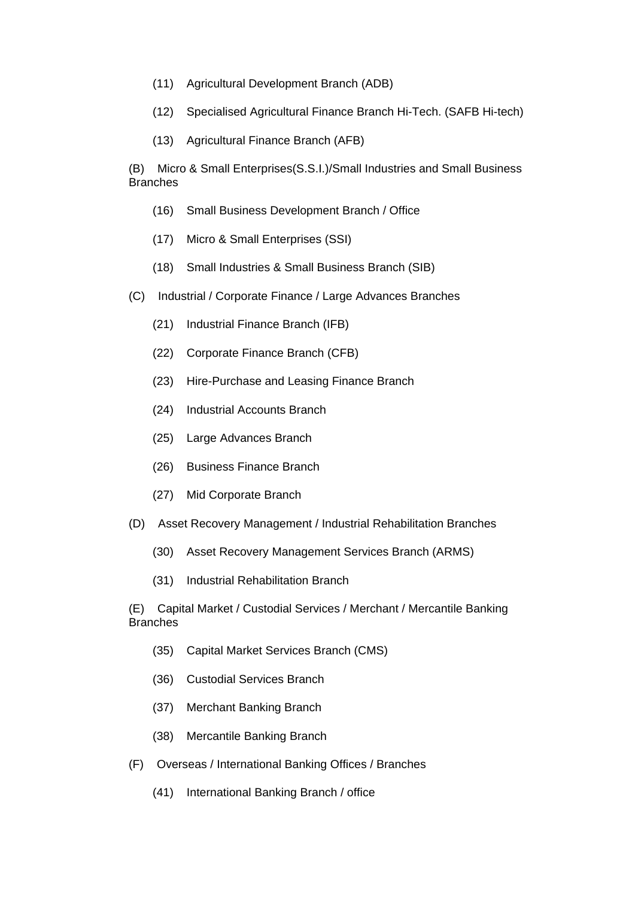(11) Agricultural Development Branch (ADB)

(12) Specialised Agricultural Finance Branch Hi-Tech. (SAFB Hi-tech)

(13) Agricultural Finance Branch (AFB)

(B) Micro & Small Enterprises(S.S.I.)/Small Industries and Small Business Branches

(16) Small Business Development Branch / Office

(17) Micro & Small Enterprises (SSI)

(18) Small Industries & Small Business Branch (SIB)

(C) Industrial / Corporate Finance / Large Advances Branches

(21) Industrial Finance Branch (IFB)

(22) Corporate Finance Branch (CFB)

(23) Hire-Purchase and Leasing Finance Branch

(24) Industrial Accounts Branch

(25) Large Advances Branch

(26) Business Finance Branch

(27) Mid Corporate Branch

(D) Asset Recovery Management / Industrial Rehabilitation Branches

(30) Asset Recovery Management Services Branch (ARMS)

(31) Industrial Rehabilitation Branch

(E) Capital Market / Custodial Services / Merchant / Mercantile Banking Branches

(35) Capital Market Services Branch (CMS)

(36) Custodial Services Branch

(37) Merchant Banking Branch

(38) Mercantile Banking Branch

(F) Overseas / International Banking Offices / Branches

(41) International Banking Branch / office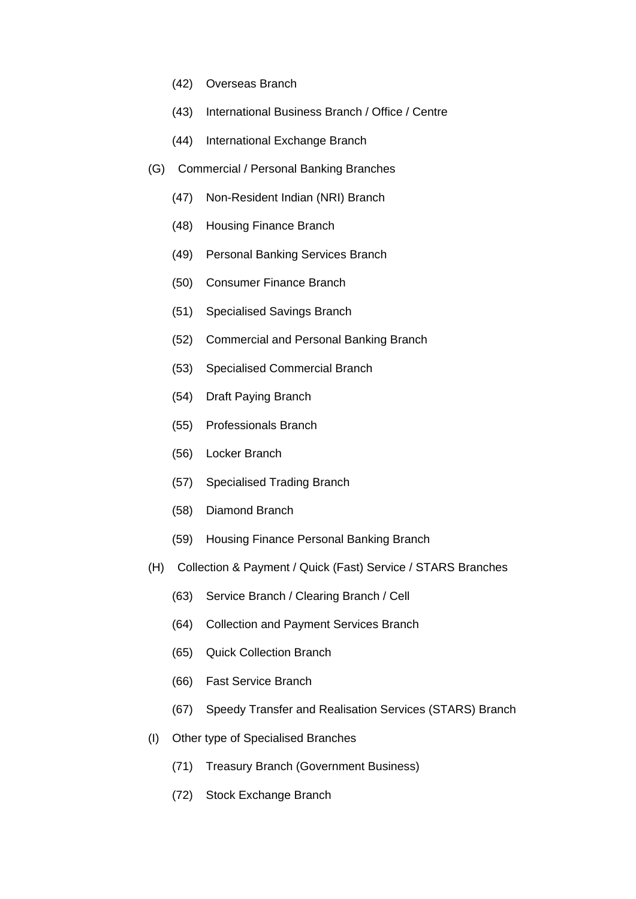- (42) Overseas Branch
- (43) International Business Branch / Office / Centre
- (44) International Exchange Branch

(G) Commercial / Personal Banking Branches

- (47) Non-Resident Indian (NRI) Branch
- (48) Housing Finance Branch
- (49) Personal Banking Services Branch
- (50) Consumer Finance Branch
- (51) Specialised Savings Branch
- (52) Commercial and Personal Banking Branch
- (53) Specialised Commercial Branch
- (54) Draft Paying Branch
- (55) Professionals Branch
- (56) Locker Branch
- (57) Specialised Trading Branch
- (58) Diamond Branch
- (59) Housing Finance Personal Banking Branch

(H) Collection & Payment / Quick (Fast) Service / STARS Branches

- (63) Service Branch / Clearing Branch / Cell
- (64) Collection and Payment Services Branch
- (65) Quick Collection Branch
- (66) Fast Service Branch
- (67) Speedy Transfer and Realisation Services (STARS) Branch

(I) Other type of Specialised Branches

- (71) Treasury Branch (Government Business)
- (72) Stock Exchange Branch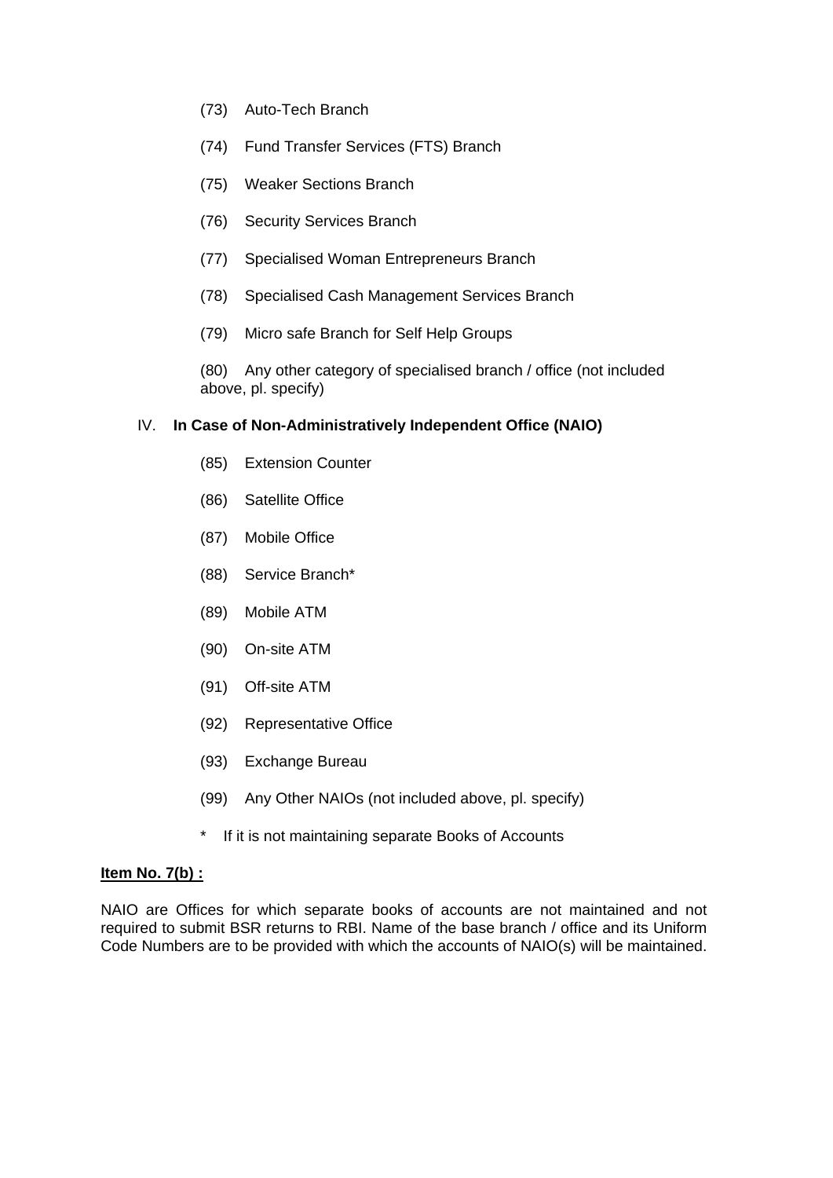(73) Auto-Tech Branch

(74) Fund Transfer Services (FTS) Branch

(75) Weaker Sections Branch

(76) Security Services Branch

(77) Specialised Woman Entrepreneurs Branch

(78) Specialised Cash Management Services Branch

(79) Micro safe Branch for Self Help Groups

(80) Any other category of specialised branch / office (not included above, pl. specify)

IV. **In Case of Non-Administratively Independent Office (NAIO)**

(85) Extension Counter

(86) Satellite Office

(87) Mobile Office

(88) Service Branch*

(89) Mobile ATM

(90) On-site ATM

(91) Off-site ATM

(92) Representative Office

(93) Exchange Bureau

(99) Any Other NAIOs (not included above, pl. specify)

\* If it is not maintaining separate Books of Accounts

**<u>Item No. 7(b) :</u>**

NAIO are Offices for which separate books of accounts are not maintained and not required to submit BSR returns to RBI. Name of the base branch / office and its Uniform Code Numbers are to be provided with which the accounts of NAIO(s) will be maintained.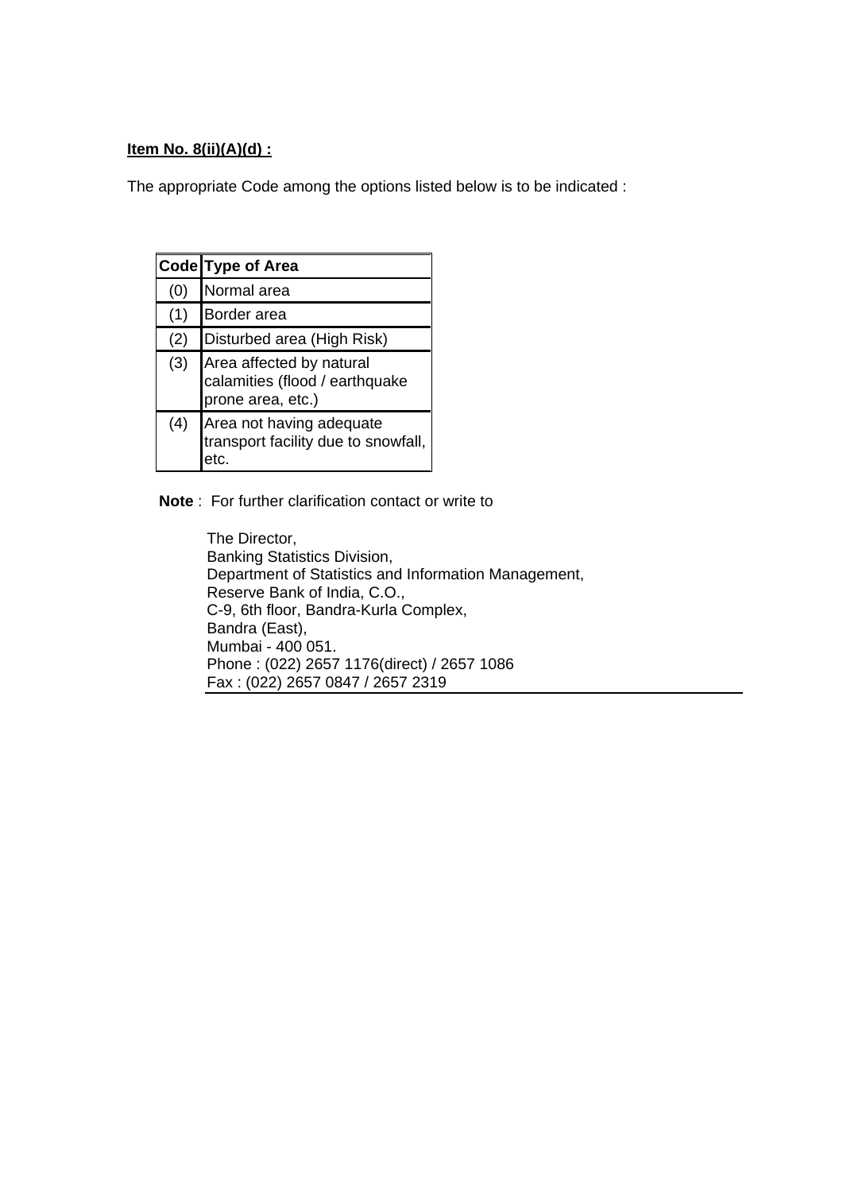**Item No. 8(ii)(A)(d) :**

The appropriate Code among the options listed below is to be indicated :

| Code | Type of Area |
|---|---|
| (0) | Normal area |
| (1) | Border area |
| (2) | Disturbed area (High Risk) |
| (3) | Area affected by natural calamities (flood / earthquake prone area, etc.) |
| (4) | Area not having adequate transport facility due to snowfall, etc. |

**Note** : For further clarification contact or write to

The Director,
Banking Statistics Division,
Department of Statistics and Information Management,
Reserve Bank of India, C.O.,
C-9, 6th floor, Bandra-Kurla Complex,
Bandra (East),
Mumbai - 400 051.
Phone : (022) 2657 1176(direct) / 2657 1086
Fax : (022) 2657 0847 / 2657 2319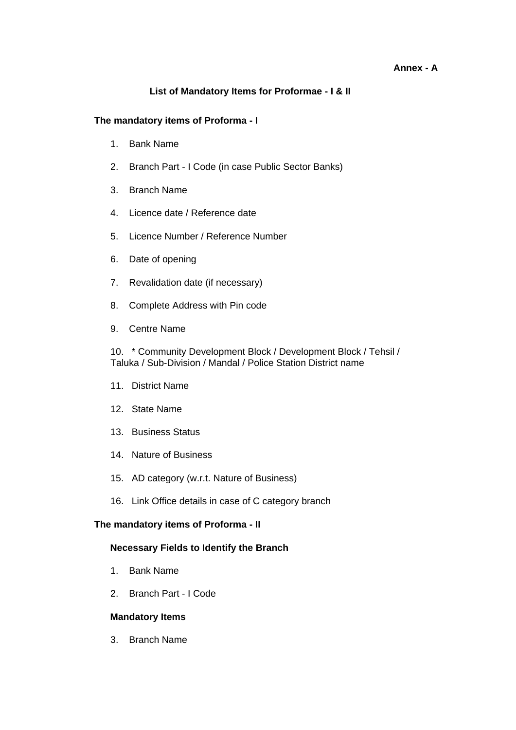**Annex - A**

## List of Mandatory Items for Proformae - I & II

### The mandatory items of Proforma - I

1. Bank Name
2. Branch Part - I Code (in case Public Sector Banks)
3. Branch Name
4. Licence date / Reference date
5. Licence Number / Reference Number
6. Date of opening
7. Revalidation date (if necessary)
8. Complete Address with Pin code
9. Centre Name
10. * Community Development Block / Development Block / Tehsil / Taluka / Sub-Division / Mandal / Police Station District name
11. District Name
12. State Name
13. Business Status
14. Nature of Business
15. AD category (w.r.t. Nature of Business)
16. Link Office details in case of C category branch

### The mandatory items of Proforma - II

**Necessary Fields to Identify the Branch**

1. Bank Name
2. Branch Part - I Code

**Mandatory Items**

3. Branch Name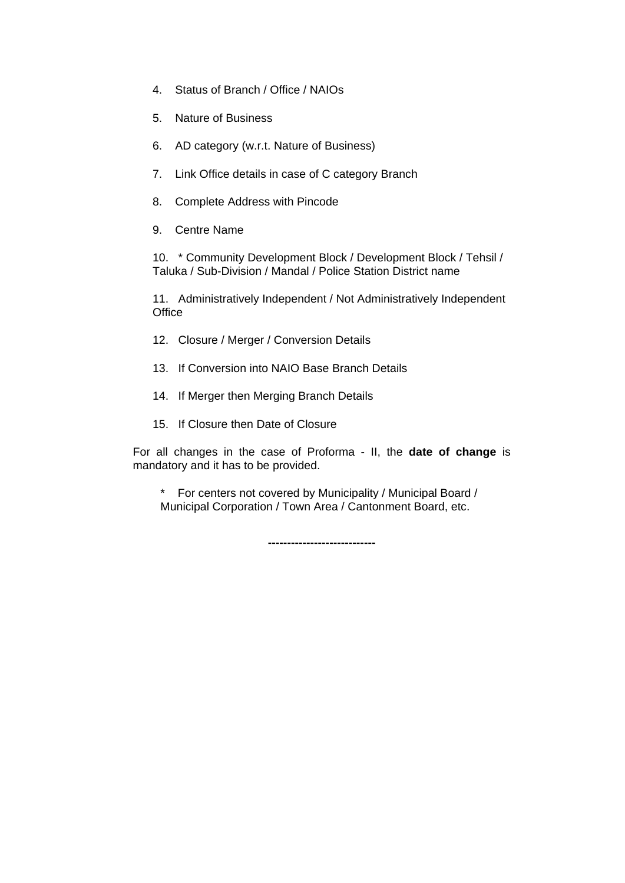4. Status of Branch / Office / NAIOs

5. Nature of Business

6. AD category (w.r.t. Nature of Business)

7. Link Office details in case of C category Branch

8. Complete Address with Pincode

9. Centre Name

10. * Community Development Block / Development Block / Tehsil / Taluka / Sub-Division / Mandal / Police Station District name

11. Administratively Independent / Not Administratively Independent Office

12. Closure / Merger / Conversion Details

13. If Conversion into NAIO Base Branch Details

14. If Merger then Merging Branch Details

15. If Closure then Date of Closure

For all changes in the case of Proforma - II, the **date of change** is mandatory and it has to be provided.

\* For centers not covered by Municipality / Municipal Board / Municipal Corporation / Town Area / Cantonment Board, etc.

----------------------------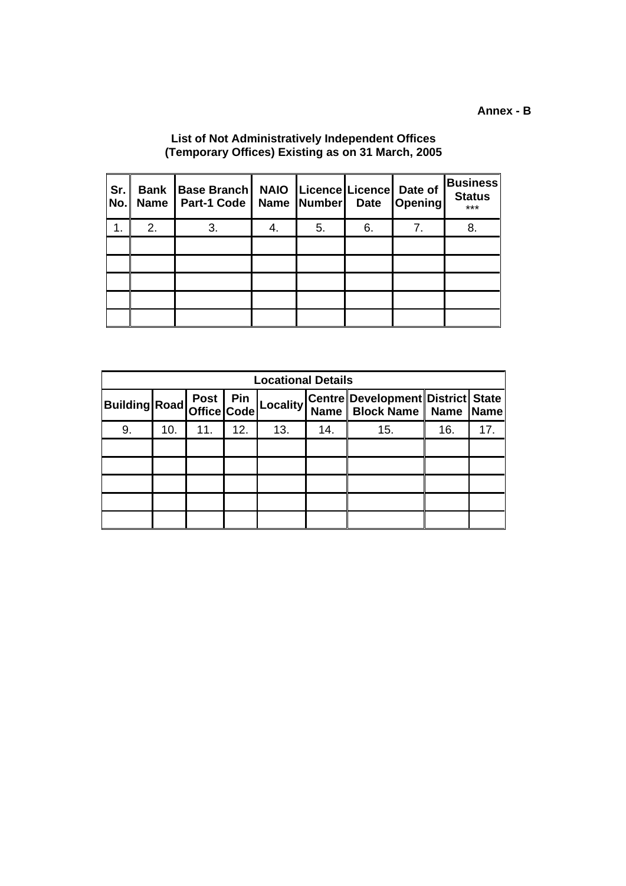**Annex - B**

**List of Not Administratively Independent Offices (Temporary Offices) Existing as on 31 March, 2005**

| Sr. No. | Bank Name | Base Branch Part-1 Code | NAIO Name | Licence Number | Licence Date | Date of Opening | Business Status *** |
|---|---|---|---|---|---|---|---|
| 1. | 2. | 3. | 4. | 5. | 6. | 7. | 8. |
| | | | | | | | |
| | | | | | | | |
| | | | | | | | |
| | | | | | | | |
| | | | | | | | |

| Locational Details | | | | | | | | |
|---|---|---|---|---|---|---|---|---|
| Building | Road | Post Office | Pin Code | Locality | Centre Name | Development Block Name | District Name | State Name |
| 9. | 10. | 11. | 12. | 13. | 14. | 15. | 16. | 17. |
| | | | | | | | | |
| | | | | | | | | |
| | | | | | | | | |
| | | | | | | | | |
| | | | | | | | | |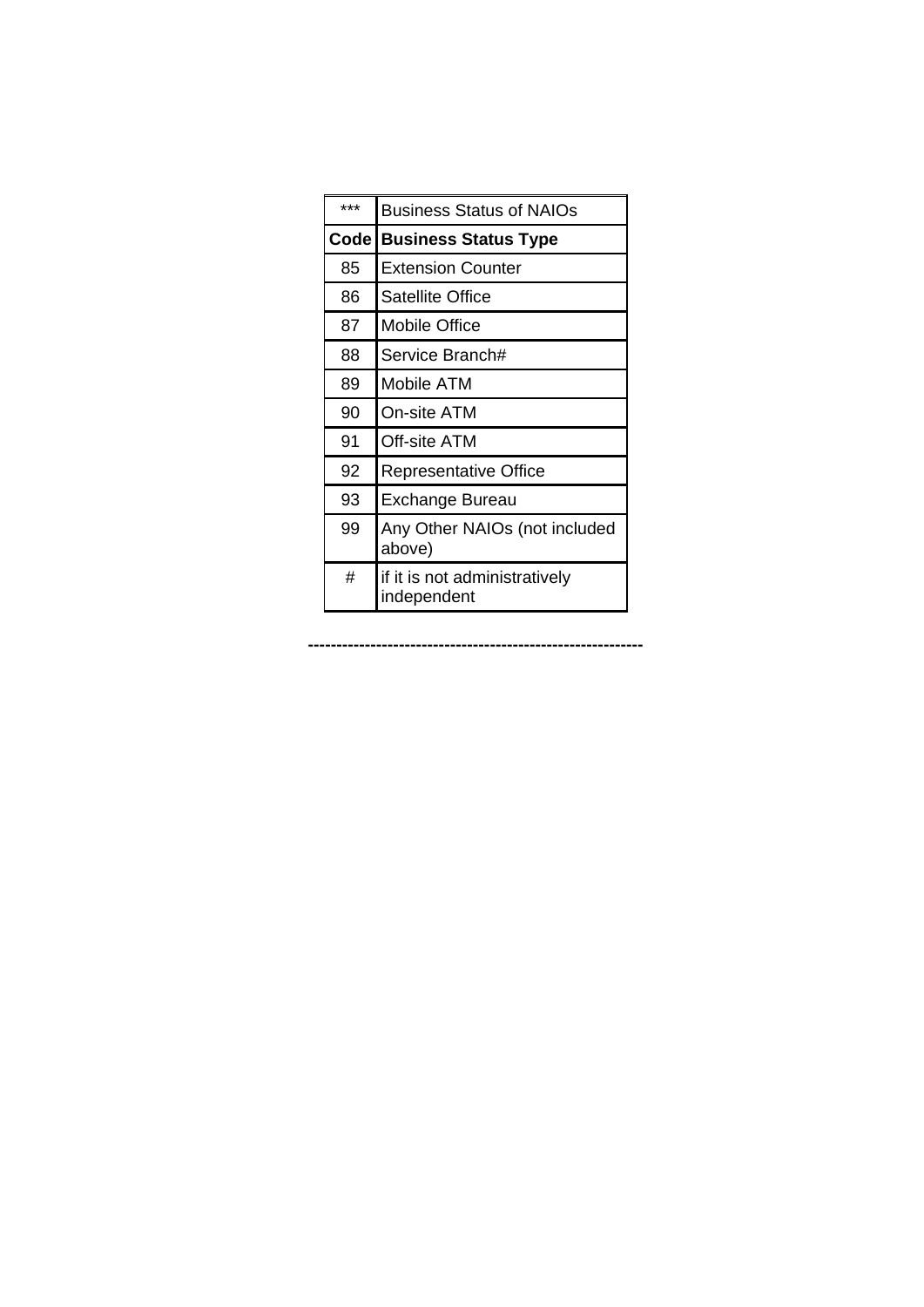| *** | Business Status of NAIOs |
|---|---|
| **Code** | **Business Status Type** |
| 85 | Extension Counter |
| 86 | Satellite Office |
| 87 | Mobile Office |
| 88 | Service Branch# |
| 89 | Mobile ATM |
| 90 | On-site ATM |
| 91 | Off-site ATM |
| 92 | Representative Office |
| 93 | Exchange Bureau |
| 99 | Any Other NAIOs (not included above) |
| # | if it is not administratively independent |

-----------------------------------------------------------